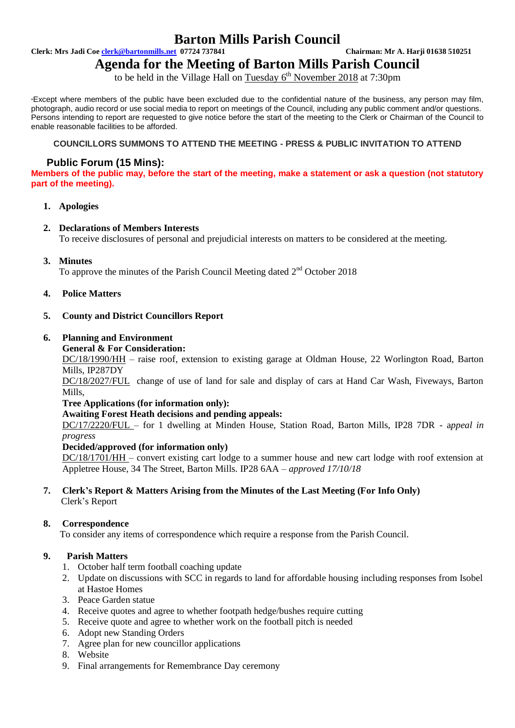# Barton Mills Parish Council

**Clerk: Mrs Jadi Coe clerk@bartonmills.net 07724 737841** **Chairman: Mr A. Harji 01638 510251**

# Agenda for the Meeting of Barton Mills Parish Council

to be held in the Village Hall on Tuesday 6th November 2018 at 7:30pm

*Except where members of the public have been excluded due to the confidential nature of the business, any person may film, photograph, audio record or use social media to report on meetings of the Council, including any public comment and/or questions. Persons intending to report are requested to give notice before the start of the meeting to the Clerk or Chairman of the Council to enable reasonable facilities to be afforded.

**COUNCILLORS SUMMONS TO ATTEND THE MEETING - PRESS & PUBLIC INVITATION TO ATTEND**

## Public Forum (15 Mins):

**Members of the public may, before the start of the meeting, make a statement or ask a question (not statutory part of the meeting).**

1. **Apologies**

2. **Declarations of Members Interests**
   To receive disclosures of personal and prejudicial interests on matters to be considered at the meeting.

3. **Minutes**
   To approve the minutes of the Parish Council Meeting dated 2nd October 2018

4. **Police Matters**

5. **County and District Councillors Report**

6. **Planning and Environment**
   **General & For Consideration:**
   DC/18/1990/HH – raise roof, extension to existing garage at Oldman House, 22 Worlington Road, Barton Mills, IP287DY
   DC/18/2027/FUL change of use of land for sale and display of cars at Hand Car Wash, Fiveways, Barton Mills,
   **Tree Applications (for information only):**
   **Awaiting Forest Heath decisions and pending appeals:**
   DC/17/2220/FUL – for 1 dwelling at Minden House, Station Road, Barton Mills, IP28 7DR - a*ppeal in progress*
   **Decided/approved (for information only)**
   DC/18/1701/HH – convert existing cart lodge to a summer house and new cart lodge with roof extension at Appletree House, 34 The Street, Barton Mills. IP28 6AA – *approved 17/10/18*

7. **Clerk's Report & Matters Arising from the Minutes of the Last Meeting (For Info Only)**
   Clerk's Report

8. **Correspondence**
   To consider any items of correspondence which require a response from the Parish Council.

9. **Parish Matters**
   1. October half term football coaching update
   2. Update on discussions with SCC in regards to land for affordable housing including responses from Isobel at Hastoe Homes
   3. Peace Garden statue
   4. Receive quotes and agree to whether footpath hedge/bushes require cutting
   5. Receive quote and agree to whether work on the football pitch is needed
   6. Adopt new Standing Orders
   7. Agree plan for new councillor applications
   8. Website
   9. Final arrangements for Remembrance Day ceremony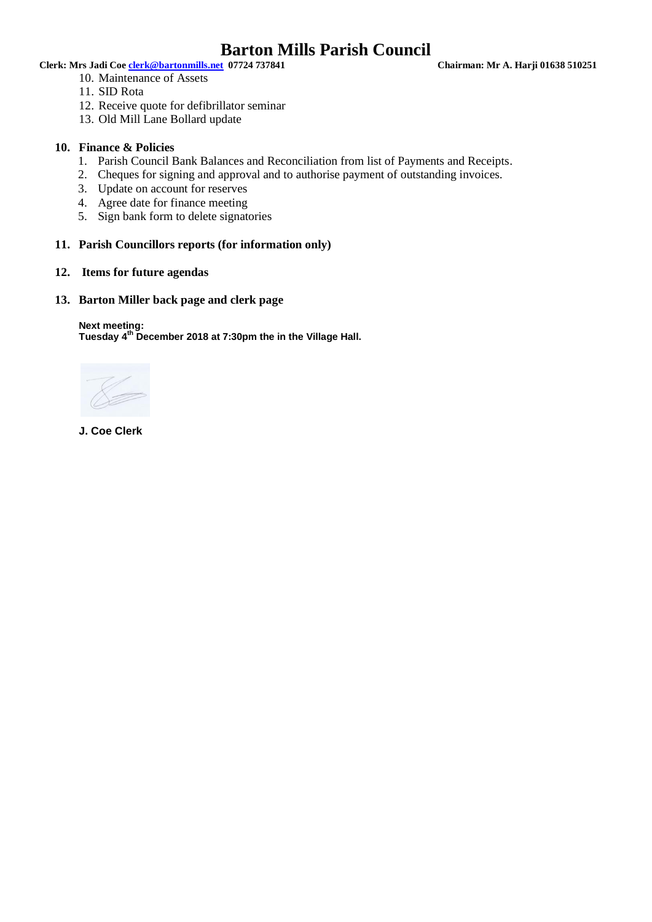# Barton Mills Parish Council

**Clerk: Mrs Jadi Coe clerk@bartonmills.net 07724 737841** **Chairman: Mr A. Harji 01638 510251**

10. Maintenance of Assets
11. SID Rota
12. Receive quote for defibrillator seminar
13. Old Mill Lane Bollard update

**10. Finance & Policies**

1. Parish Council Bank Balances and Reconciliation from list of Payments and Receipts.
2. Cheques for signing and approval and to authorise payment of outstanding invoices.
3. Update on account for reserves
4. Agree date for finance meeting
5. Sign bank form to delete signatories

**11. Parish Councillors reports (for information only)**

**12. Items for future agendas**

**13. Barton Miller back page and clerk page**

**Next meeting:**
**Tuesday 4th December 2018 at 7:30pm the in the Village Hall.**

**J. Coe Clerk**